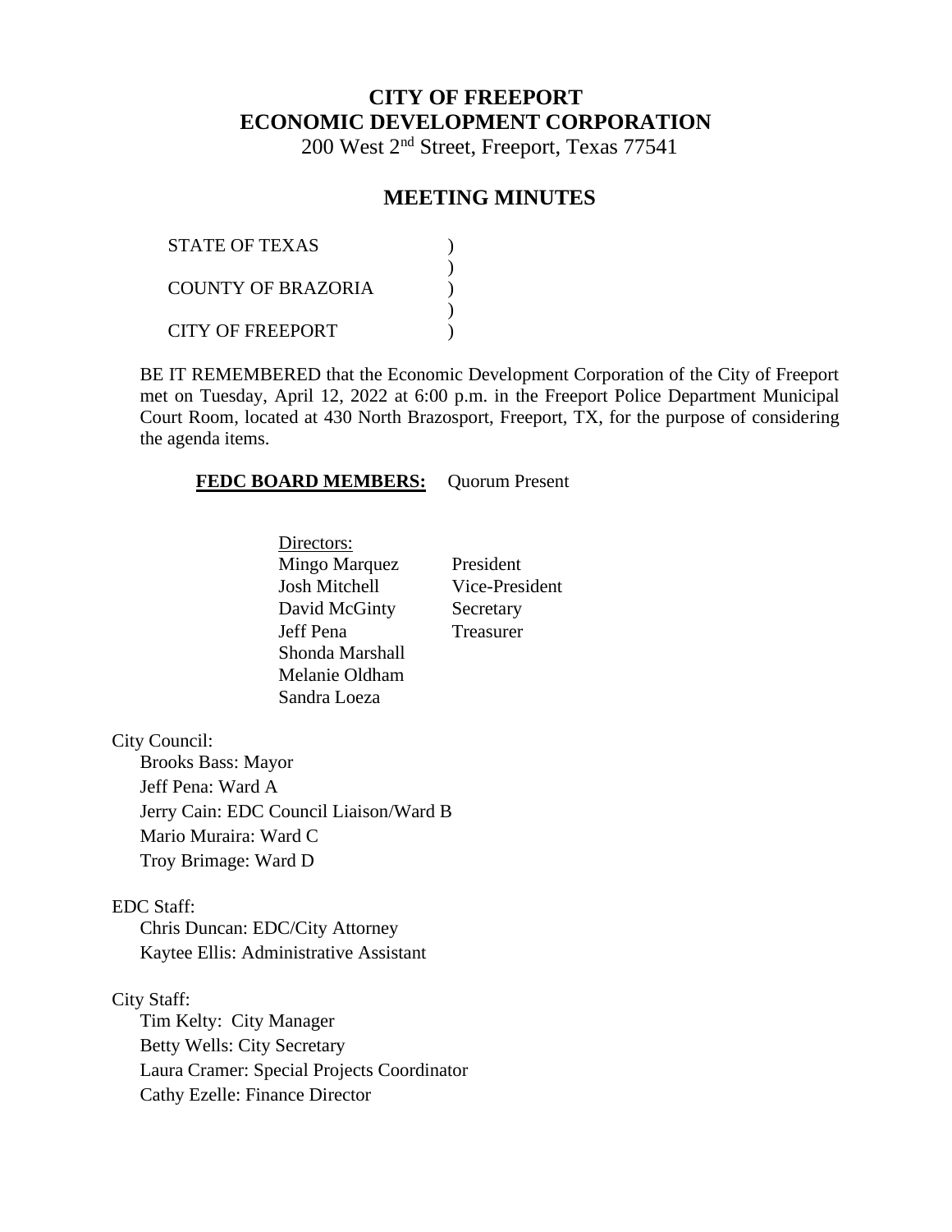# CITY OF FREEPORT
# ECONOMIC DEVELOPMENT CORPORATION

200 West 2nd Street, Freeport, Texas 77541

## MEETING MINUTES

STATE OF TEXAS )
)
COUNTY OF BRAZORIA )
)
CITY OF FREEPORT )

BE IT REMEMBERED that the Economic Development Corporation of the City of Freeport met on Tuesday, April 12, 2022 at 6:00 p.m. in the Freeport Police Department Municipal Court Room, located at 430 North Brazosport, Freeport, TX, for the purpose of considering the agenda items.

**FEDC BOARD MEMBERS:** Quorum Present

Directors:

| | |
|---|---|
| Mingo Marquez | President |
| Josh Mitchell | Vice-President |
| David McGinty | Secretary |
| Jeff Pena | Treasurer |
| Shonda Marshall | |
| Melanie Oldham | |
| Sandra Loeza | |

City Council:

Brooks Bass: Mayor
Jeff Pena: Ward A
Jerry Cain: EDC Council Liaison/Ward B
Mario Muraira: Ward C
Troy Brimage: Ward D

EDC Staff:

Chris Duncan: EDC/City Attorney
Kaytee Ellis: Administrative Assistant

City Staff:

Tim Kelty: City Manager
Betty Wells: City Secretary
Laura Cramer: Special Projects Coordinator
Cathy Ezelle: Finance Director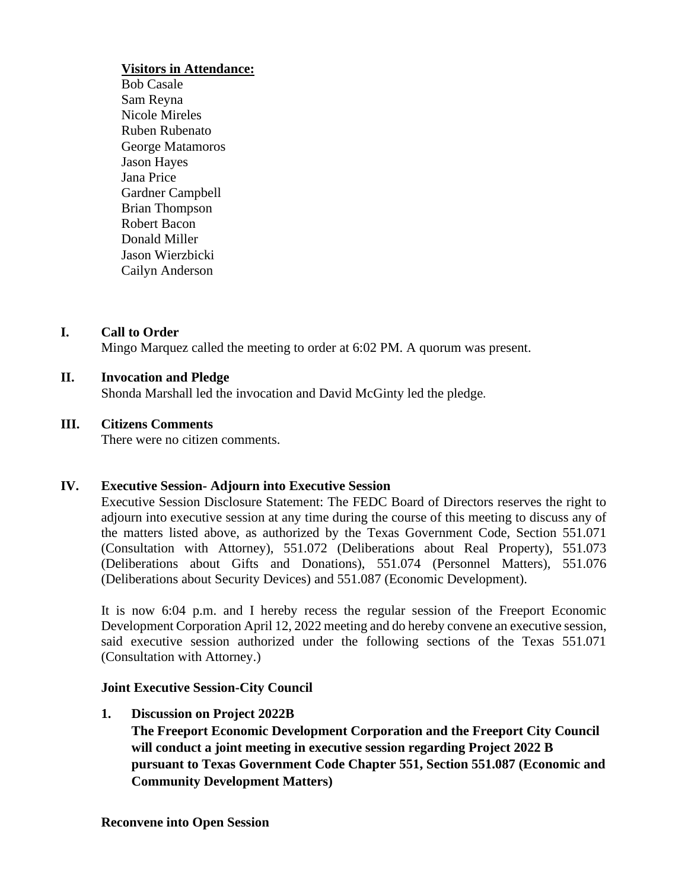**Visitors in Attendance:**

Bob Casale
Sam Reyna
Nicole Mireles
Ruben Rubenato
George Matamoros
Jason Hayes
Jana Price
Gardner Campbell
Brian Thompson
Robert Bacon
Donald Miller
Jason Wierzbicki
Cailyn Anderson

**I. Call to Order**

Mingo Marquez called the meeting to order at 6:02 PM. A quorum was present.

**II. Invocation and Pledge**

Shonda Marshall led the invocation and David McGinty led the pledge.

**III. Citizens Comments**

There were no citizen comments.

**IV. Executive Session- Adjourn into Executive Session**

Executive Session Disclosure Statement: The FEDC Board of Directors reserves the right to adjourn into executive session at any time during the course of this meeting to discuss any of the matters listed above, as authorized by the Texas Government Code, Section 551.071 (Consultation with Attorney), 551.072 (Deliberations about Real Property), 551.073 (Deliberations about Gifts and Donations), 551.074 (Personnel Matters), 551.076 (Deliberations about Security Devices) and 551.087 (Economic Development).

It is now 6:04 p.m. and I hereby recess the regular session of the Freeport Economic Development Corporation April 12, 2022 meeting and do hereby convene an executive session, said executive session authorized under the following sections of the Texas 551.071 (Consultation with Attorney.)

**Joint Executive Session-City Council**

1. **Discussion on Project 2022B**
   **The Freeport Economic Development Corporation and the Freeport City Council will conduct a joint meeting in executive session regarding Project 2022 B pursuant to Texas Government Code Chapter 551, Section 551.087 (Economic and Community Development Matters)**

**Reconvene into Open Session**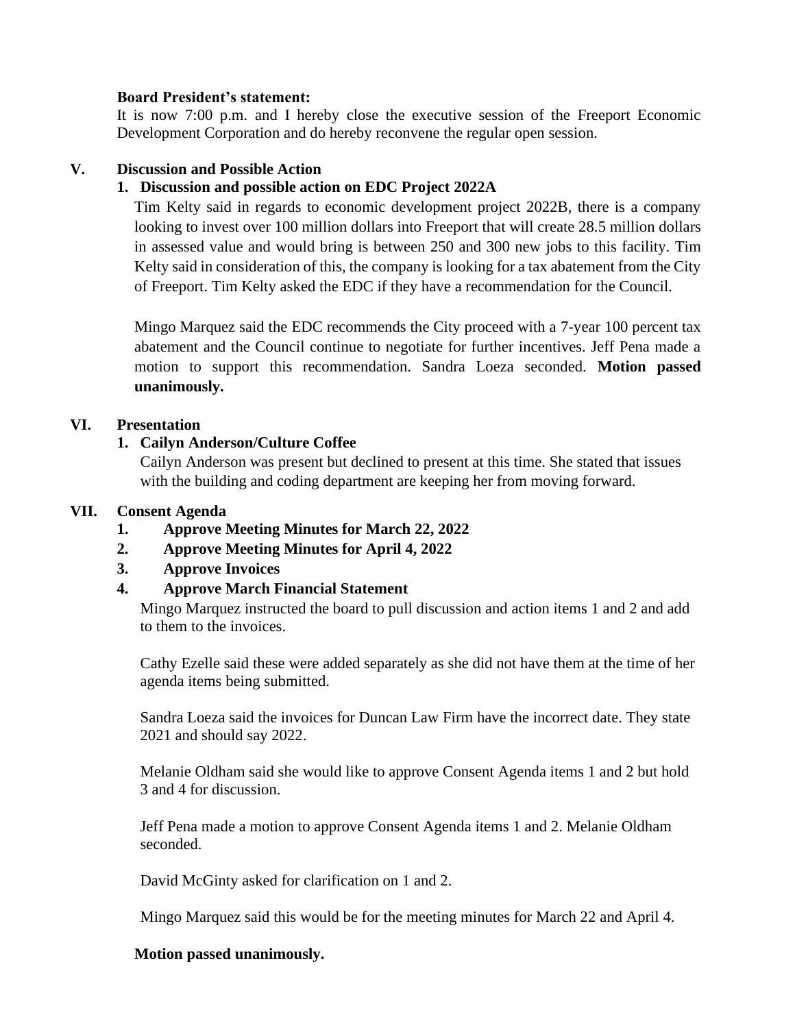**Board President's statement:**

It is now 7:00 p.m. and I hereby close the executive session of the Freeport Economic Development Corporation and do hereby reconvene the regular open session.

## V. Discussion and Possible Action

### 1. Discussion and possible action on EDC Project 2022A

Tim Kelty said in regards to economic development project 2022B, there is a company looking to invest over 100 million dollars into Freeport that will create 28.5 million dollars in assessed value and would bring is between 250 and 300 new jobs to this facility. Tim Kelty said in consideration of this, the company is looking for a tax abatement from the City of Freeport. Tim Kelty asked the EDC if they have a recommendation for the Council.

Mingo Marquez said the EDC recommends the City proceed with a 7-year 100 percent tax abatement and the Council continue to negotiate for further incentives. Jeff Pena made a motion to support this recommendation. Sandra Loeza seconded. **Motion passed unanimously.**

## VI. Presentation

### 1. Cailyn Anderson/Culture Coffee

Cailyn Anderson was present but declined to present at this time. She stated that issues with the building and coding department are keeping her from moving forward.

## VII. Consent Agenda

1. **Approve Meeting Minutes for March 22, 2022**
2. **Approve Meeting Minutes for April 4, 2022**
3. **Approve Invoices**
4. **Approve March Financial Statement**

Mingo Marquez instructed the board to pull discussion and action items 1 and 2 and add to them to the invoices.

Cathy Ezelle said these were added separately as she did not have them at the time of her agenda items being submitted.

Sandra Loeza said the invoices for Duncan Law Firm have the incorrect date. They state 2021 and should say 2022.

Melanie Oldham said she would like to approve Consent Agenda items 1 and 2 but hold 3 and 4 for discussion.

Jeff Pena made a motion to approve Consent Agenda items 1 and 2. Melanie Oldham seconded.

David McGinty asked for clarification on 1 and 2.

Mingo Marquez said this would be for the meeting minutes for March 22 and April 4.

**Motion passed unanimously.**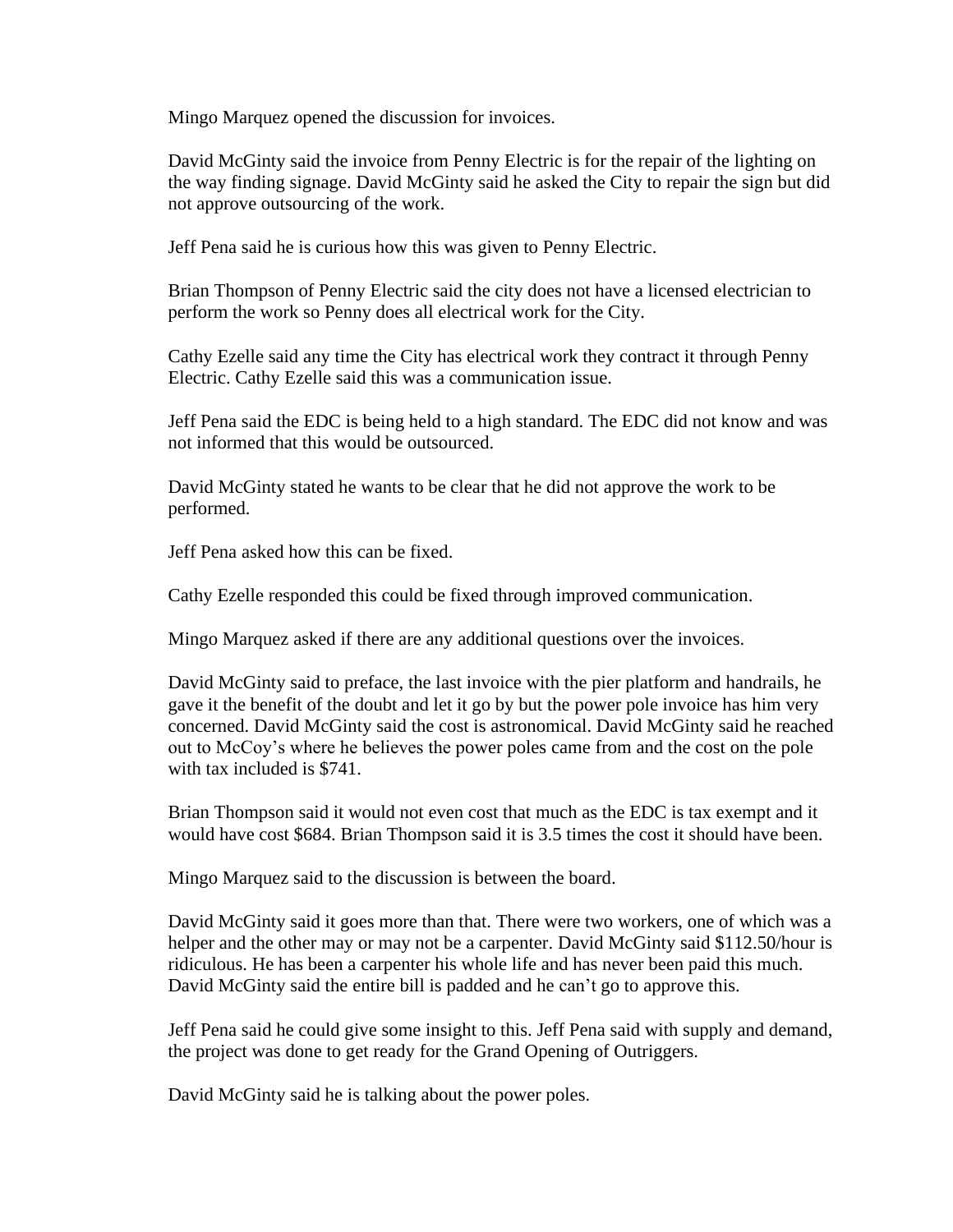Mingo Marquez opened the discussion for invoices.

David McGinty said the invoice from Penny Electric is for the repair of the lighting on the way finding signage. David McGinty said he asked the City to repair the sign but did not approve outsourcing of the work.

Jeff Pena said he is curious how this was given to Penny Electric.

Brian Thompson of Penny Electric said the city does not have a licensed electrician to perform the work so Penny does all electrical work for the City.

Cathy Ezelle said any time the City has electrical work they contract it through Penny Electric. Cathy Ezelle said this was a communication issue.

Jeff Pena said the EDC is being held to a high standard. The EDC did not know and was not informed that this would be outsourced.

David McGinty stated he wants to be clear that he did not approve the work to be performed.

Jeff Pena asked how this can be fixed.

Cathy Ezelle responded this could be fixed through improved communication.

Mingo Marquez asked if there are any additional questions over the invoices.

David McGinty said to preface, the last invoice with the pier platform and handrails, he gave it the benefit of the doubt and let it go by but the power pole invoice has him very concerned. David McGinty said the cost is astronomical. David McGinty said he reached out to McCoy's where he believes the power poles came from and the cost on the pole with tax included is $741.

Brian Thompson said it would not even cost that much as the EDC is tax exempt and it would have cost $684. Brian Thompson said it is 3.5 times the cost it should have been.

Mingo Marquez said to the discussion is between the board.

David McGinty said it goes more than that. There were two workers, one of which was a helper and the other may or may not be a carpenter. David McGinty said $112.50/hour is ridiculous. He has been a carpenter his whole life and has never been paid this much. David McGinty said the entire bill is padded and he can't go to approve this.

Jeff Pena said he could give some insight to this. Jeff Pena said with supply and demand, the project was done to get ready for the Grand Opening of Outriggers.

David McGinty said he is talking about the power poles.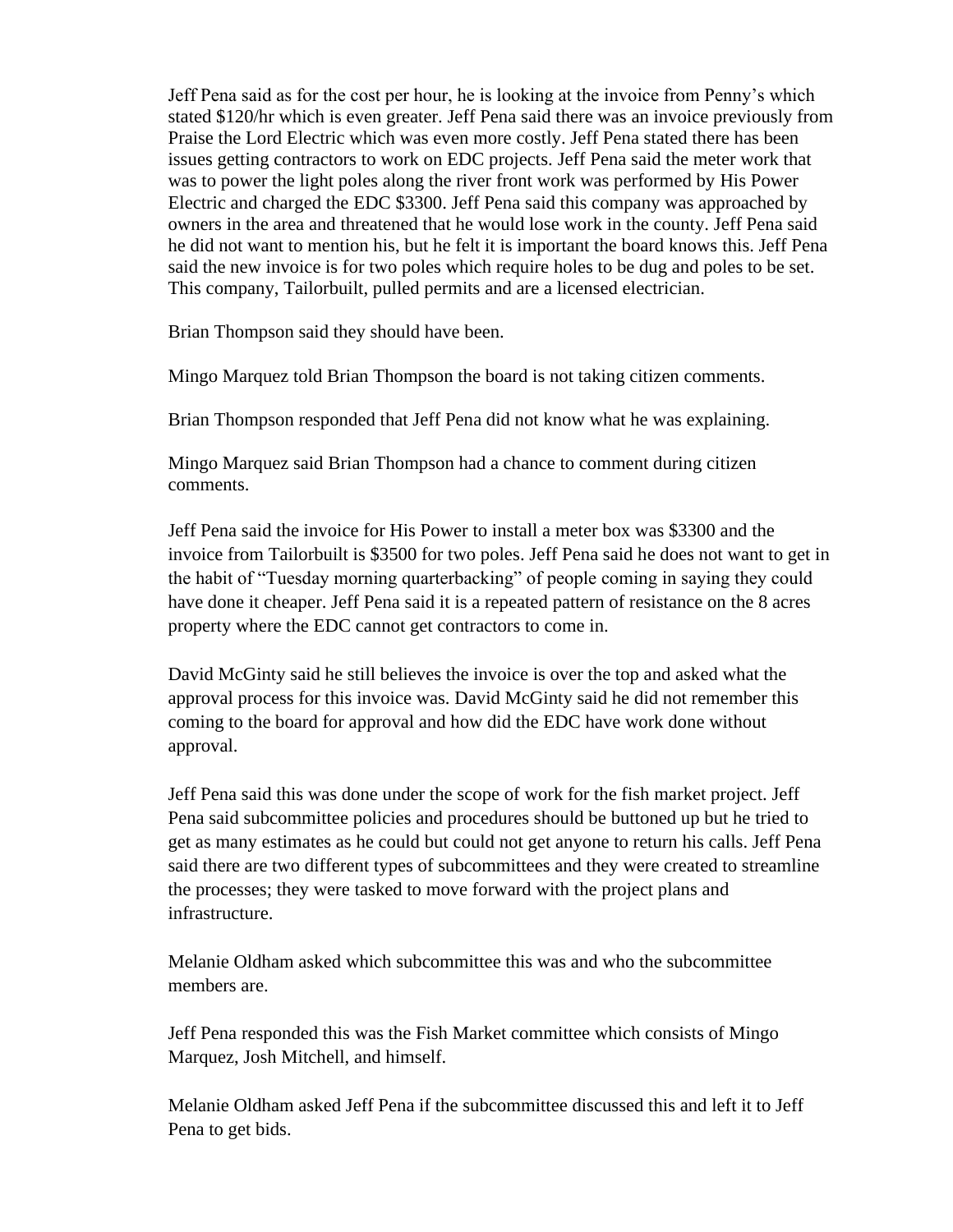Jeff Pena said as for the cost per hour, he is looking at the invoice from Penny's which stated $120/hr which is even greater. Jeff Pena said there was an invoice previously from Praise the Lord Electric which was even more costly. Jeff Pena stated there has been issues getting contractors to work on EDC projects. Jeff Pena said the meter work that was to power the light poles along the river front work was performed by His Power Electric and charged the EDC $3300. Jeff Pena said this company was approached by owners in the area and threatened that he would lose work in the county. Jeff Pena said he did not want to mention his, but he felt it is important the board knows this. Jeff Pena said the new invoice is for two poles which require holes to be dug and poles to be set. This company, Tailorbuilt, pulled permits and are a licensed electrician.

Brian Thompson said they should have been.

Mingo Marquez told Brian Thompson the board is not taking citizen comments.

Brian Thompson responded that Jeff Pena did not know what he was explaining.

Mingo Marquez said Brian Thompson had a chance to comment during citizen comments.

Jeff Pena said the invoice for His Power to install a meter box was $3300 and the invoice from Tailorbuilt is $3500 for two poles. Jeff Pena said he does not want to get in the habit of "Tuesday morning quarterbacking" of people coming in saying they could have done it cheaper. Jeff Pena said it is a repeated pattern of resistance on the 8 acres property where the EDC cannot get contractors to come in.

David McGinty said he still believes the invoice is over the top and asked what the approval process for this invoice was. David McGinty said he did not remember this coming to the board for approval and how did the EDC have work done without approval.

Jeff Pena said this was done under the scope of work for the fish market project. Jeff Pena said subcommittee policies and procedures should be buttoned up but he tried to get as many estimates as he could but could not get anyone to return his calls. Jeff Pena said there are two different types of subcommittees and they were created to streamline the processes; they were tasked to move forward with the project plans and infrastructure.

Melanie Oldham asked which subcommittee this was and who the subcommittee members are.

Jeff Pena responded this was the Fish Market committee which consists of Mingo Marquez, Josh Mitchell, and himself.

Melanie Oldham asked Jeff Pena if the subcommittee discussed this and left it to Jeff Pena to get bids.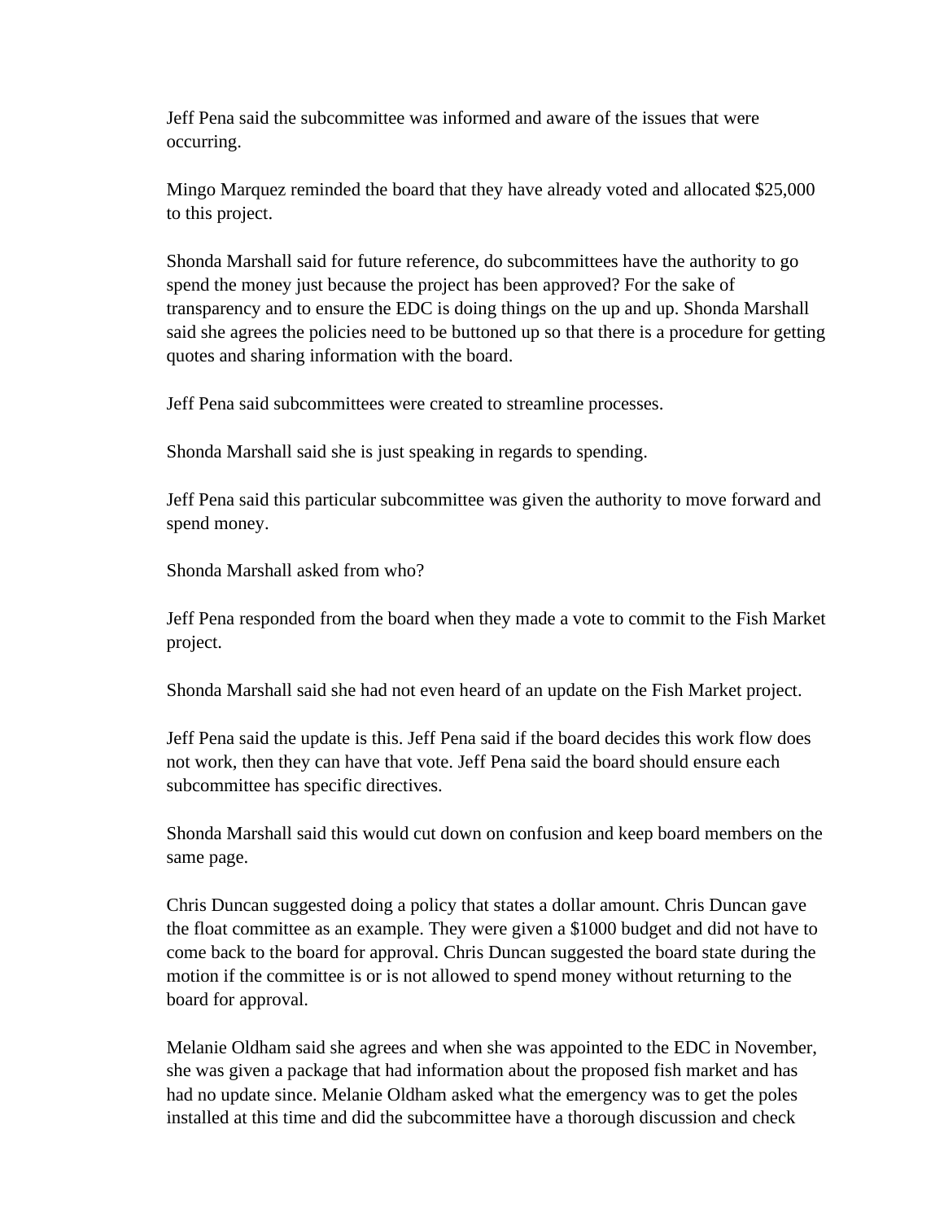Jeff Pena said the subcommittee was informed and aware of the issues that were occurring.

Mingo Marquez reminded the board that they have already voted and allocated $25,000 to this project.

Shonda Marshall said for future reference, do subcommittees have the authority to go spend the money just because the project has been approved? For the sake of transparency and to ensure the EDC is doing things on the up and up. Shonda Marshall said she agrees the policies need to be buttoned up so that there is a procedure for getting quotes and sharing information with the board.

Jeff Pena said subcommittees were created to streamline processes.

Shonda Marshall said she is just speaking in regards to spending.

Jeff Pena said this particular subcommittee was given the authority to move forward and spend money.

Shonda Marshall asked from who?

Jeff Pena responded from the board when they made a vote to commit to the Fish Market project.

Shonda Marshall said she had not even heard of an update on the Fish Market project.

Jeff Pena said the update is this. Jeff Pena said if the board decides this work flow does not work, then they can have that vote. Jeff Pena said the board should ensure each subcommittee has specific directives.

Shonda Marshall said this would cut down on confusion and keep board members on the same page.

Chris Duncan suggested doing a policy that states a dollar amount. Chris Duncan gave the float committee as an example. They were given a $1000 budget and did not have to come back to the board for approval. Chris Duncan suggested the board state during the motion if the committee is or is not allowed to spend money without returning to the board for approval.

Melanie Oldham said she agrees and when she was appointed to the EDC in November, she was given a package that had information about the proposed fish market and has had no update since. Melanie Oldham asked what the emergency was to get the poles installed at this time and did the subcommittee have a thorough discussion and check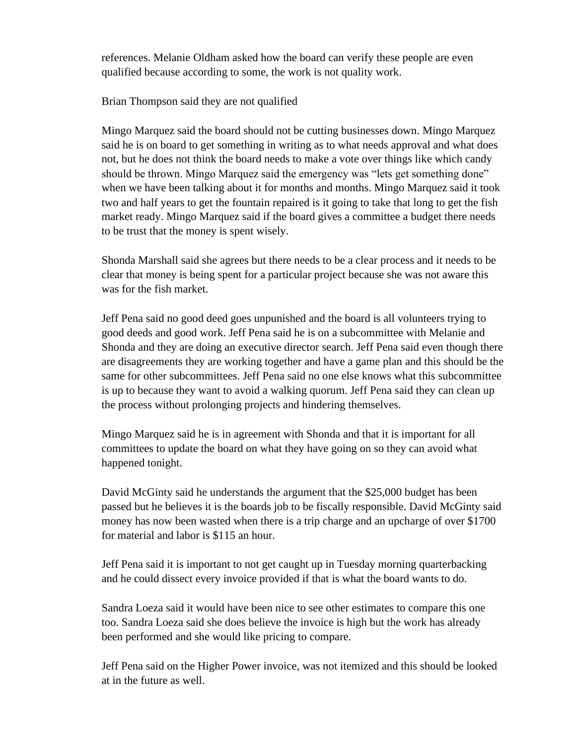references. Melanie Oldham asked how the board can verify these people are even qualified because according to some, the work is not quality work.

Brian Thompson said they are not qualified

Mingo Marquez said the board should not be cutting businesses down. Mingo Marquez said he is on board to get something in writing as to what needs approval and what does not, but he does not think the board needs to make a vote over things like which candy should be thrown. Mingo Marquez said the emergency was "lets get something done" when we have been talking about it for months and months. Mingo Marquez said it took two and half years to get the fountain repaired is it going to take that long to get the fish market ready. Mingo Marquez said if the board gives a committee a budget there needs to be trust that the money is spent wisely.

Shonda Marshall said she agrees but there needs to be a clear process and it needs to be clear that money is being spent for a particular project because she was not aware this was for the fish market.

Jeff Pena said no good deed goes unpunished and the board is all volunteers trying to good deeds and good work. Jeff Pena said he is on a subcommittee with Melanie and Shonda and they are doing an executive director search. Jeff Pena said even though there are disagreements they are working together and have a game plan and this should be the same for other subcommittees. Jeff Pena said no one else knows what this subcommittee is up to because they want to avoid a walking quorum. Jeff Pena said they can clean up the process without prolonging projects and hindering themselves.

Mingo Marquez said he is in agreement with Shonda and that it is important for all committees to update the board on what they have going on so they can avoid what happened tonight.

David McGinty said he understands the argument that the $25,000 budget has been passed but he believes it is the boards job to be fiscally responsible. David McGinty said money has now been wasted when there is a trip charge and an upcharge of over $1700 for material and labor is $115 an hour.

Jeff Pena said it is important to not get caught up in Tuesday morning quarterbacking and he could dissect every invoice provided if that is what the board wants to do.

Sandra Loeza said it would have been nice to see other estimates to compare this one too. Sandra Loeza said she does believe the invoice is high but the work has already been performed and she would like pricing to compare.

Jeff Pena said on the Higher Power invoice, was not itemized and this should be looked at in the future as well.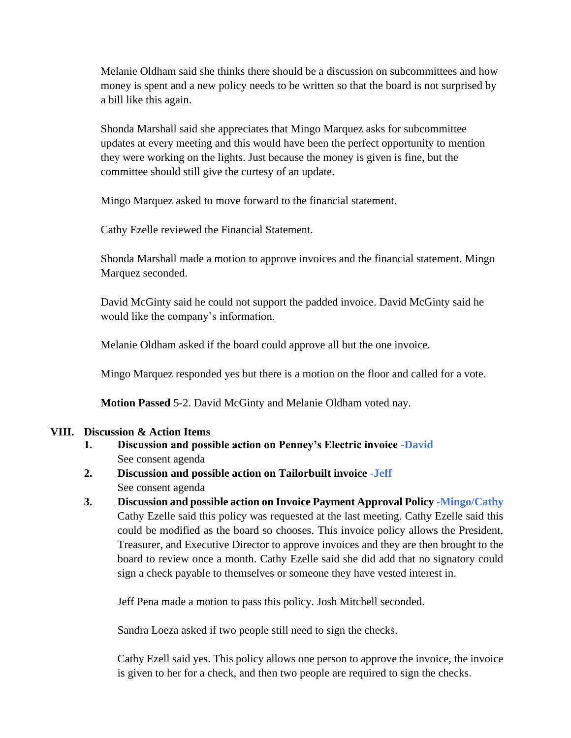Melanie Oldham said she thinks there should be a discussion on subcommittees and how money is spent and a new policy needs to be written so that the board is not surprised by a bill like this again.

Shonda Marshall said she appreciates that Mingo Marquez asks for subcommittee updates at every meeting and this would have been the perfect opportunity to mention they were working on the lights. Just because the money is given is fine, but the committee should still give the curtesy of an update.

Mingo Marquez asked to move forward to the financial statement.

Cathy Ezelle reviewed the Financial Statement.

Shonda Marshall made a motion to approve invoices and the financial statement. Mingo Marquez seconded.

David McGinty said he could not support the padded invoice. David McGinty said he would like the company's information.

Melanie Oldham asked if the board could approve all but the one invoice.

Mingo Marquez responded yes but there is a motion on the floor and called for a vote.

**Motion Passed** 5-2. David McGinty and Melanie Oldham voted nay.

## VIII. Discussion & Action Items

1. **Discussion and possible action on Penney's Electric invoice -David**
   See consent agenda
2. **Discussion and possible action on Tailorbuilt invoice -Jeff**
   See consent agenda
3. **Discussion and possible action on Invoice Payment Approval Policy -Mingo/Cathy**
   Cathy Ezelle said this policy was requested at the last meeting. Cathy Ezelle said this could be modified as the board so chooses. This invoice policy allows the President, Treasurer, and Executive Director to approve invoices and they are then brought to the board to review once a month. Cathy Ezelle said she did add that no signatory could sign a check payable to themselves or someone they have vested interest in.

   Jeff Pena made a motion to pass this policy. Josh Mitchell seconded.

   Sandra Loeza asked if two people still need to sign the checks.

   Cathy Ezell said yes. This policy allows one person to approve the invoice, the invoice is given to her for a check, and then two people are required to sign the checks.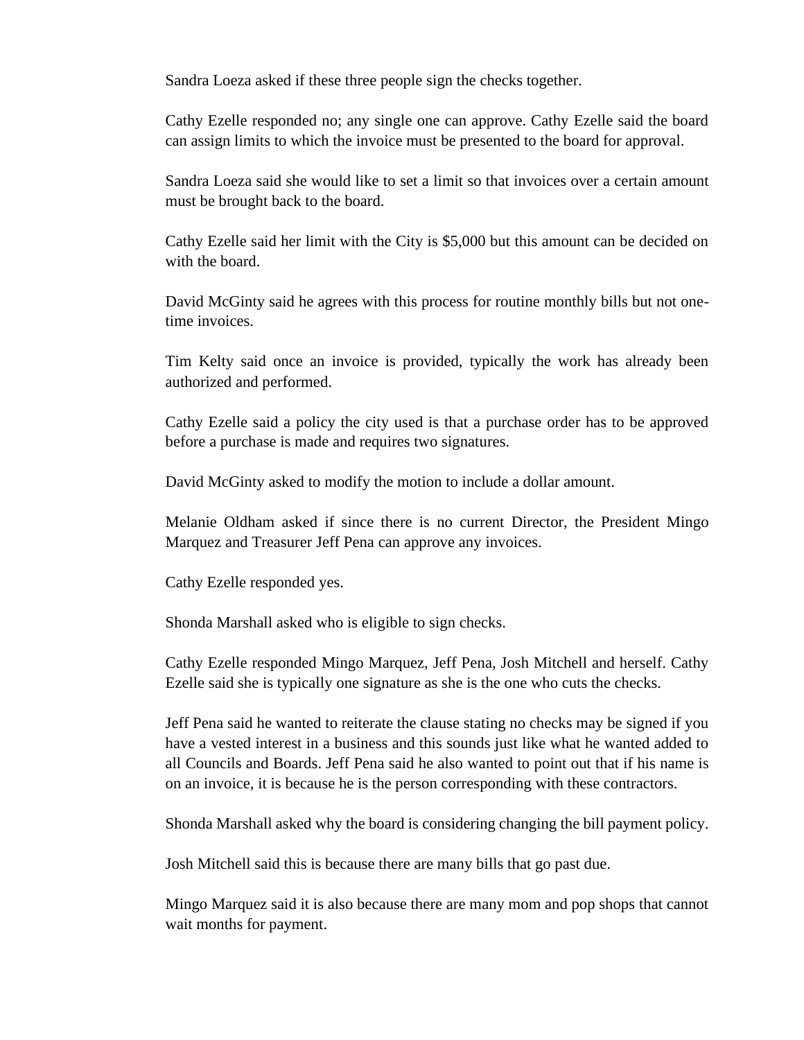Sandra Loeza asked if these three people sign the checks together.

Cathy Ezelle responded no; any single one can approve. Cathy Ezelle said the board can assign limits to which the invoice must be presented to the board for approval.

Sandra Loeza said she would like to set a limit so that invoices over a certain amount must be brought back to the board.

Cathy Ezelle said her limit with the City is $5,000 but this amount can be decided on with the board.

David McGinty said he agrees with this process for routine monthly bills but not one-time invoices.

Tim Kelty said once an invoice is provided, typically the work has already been authorized and performed.

Cathy Ezelle said a policy the city used is that a purchase order has to be approved before a purchase is made and requires two signatures.

David McGinty asked to modify the motion to include a dollar amount.

Melanie Oldham asked if since there is no current Director, the President Mingo Marquez and Treasurer Jeff Pena can approve any invoices.

Cathy Ezelle responded yes.

Shonda Marshall asked who is eligible to sign checks.

Cathy Ezelle responded Mingo Marquez, Jeff Pena, Josh Mitchell and herself. Cathy Ezelle said she is typically one signature as she is the one who cuts the checks.

Jeff Pena said he wanted to reiterate the clause stating no checks may be signed if you have a vested interest in a business and this sounds just like what he wanted added to all Councils and Boards. Jeff Pena said he also wanted to point out that if his name is on an invoice, it is because he is the person corresponding with these contractors.

Shonda Marshall asked why the board is considering changing the bill payment policy.

Josh Mitchell said this is because there are many bills that go past due.

Mingo Marquez said it is also because there are many mom and pop shops that cannot wait months for payment.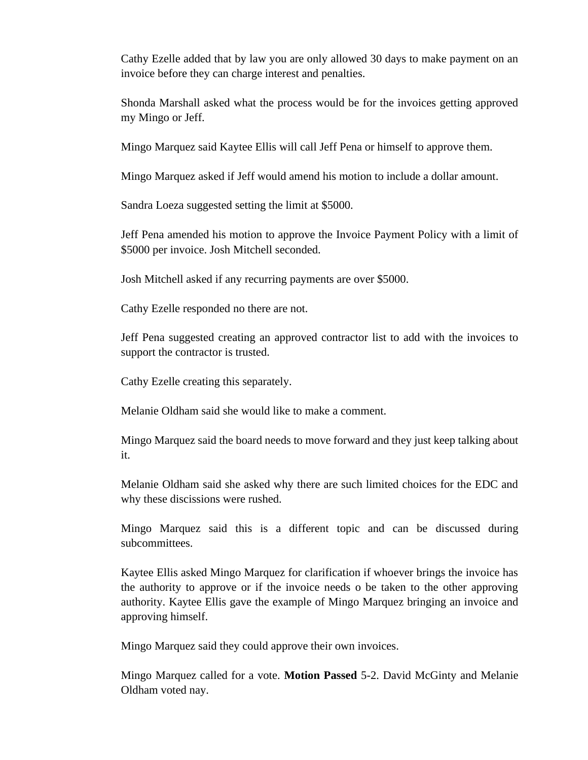Cathy Ezelle added that by law you are only allowed 30 days to make payment on an invoice before they can charge interest and penalties.

Shonda Marshall asked what the process would be for the invoices getting approved my Mingo or Jeff.

Mingo Marquez said Kaytee Ellis will call Jeff Pena or himself to approve them.

Mingo Marquez asked if Jeff would amend his motion to include a dollar amount.

Sandra Loeza suggested setting the limit at $5000.

Jeff Pena amended his motion to approve the Invoice Payment Policy with a limit of $5000 per invoice. Josh Mitchell seconded.

Josh Mitchell asked if any recurring payments are over $5000.

Cathy Ezelle responded no there are not.

Jeff Pena suggested creating an approved contractor list to add with the invoices to support the contractor is trusted.

Cathy Ezelle creating this separately.

Melanie Oldham said she would like to make a comment.

Mingo Marquez said the board needs to move forward and they just keep talking about it.

Melanie Oldham said she asked why there are such limited choices for the EDC and why these discissions were rushed.

Mingo Marquez said this is a different topic and can be discussed during subcommittees.

Kaytee Ellis asked Mingo Marquez for clarification if whoever brings the invoice has the authority to approve or if the invoice needs o be taken to the other approving authority. Kaytee Ellis gave the example of Mingo Marquez bringing an invoice and approving himself.

Mingo Marquez said they could approve their own invoices.

Mingo Marquez called for a vote. **Motion Passed** 5-2. David McGinty and Melanie Oldham voted nay.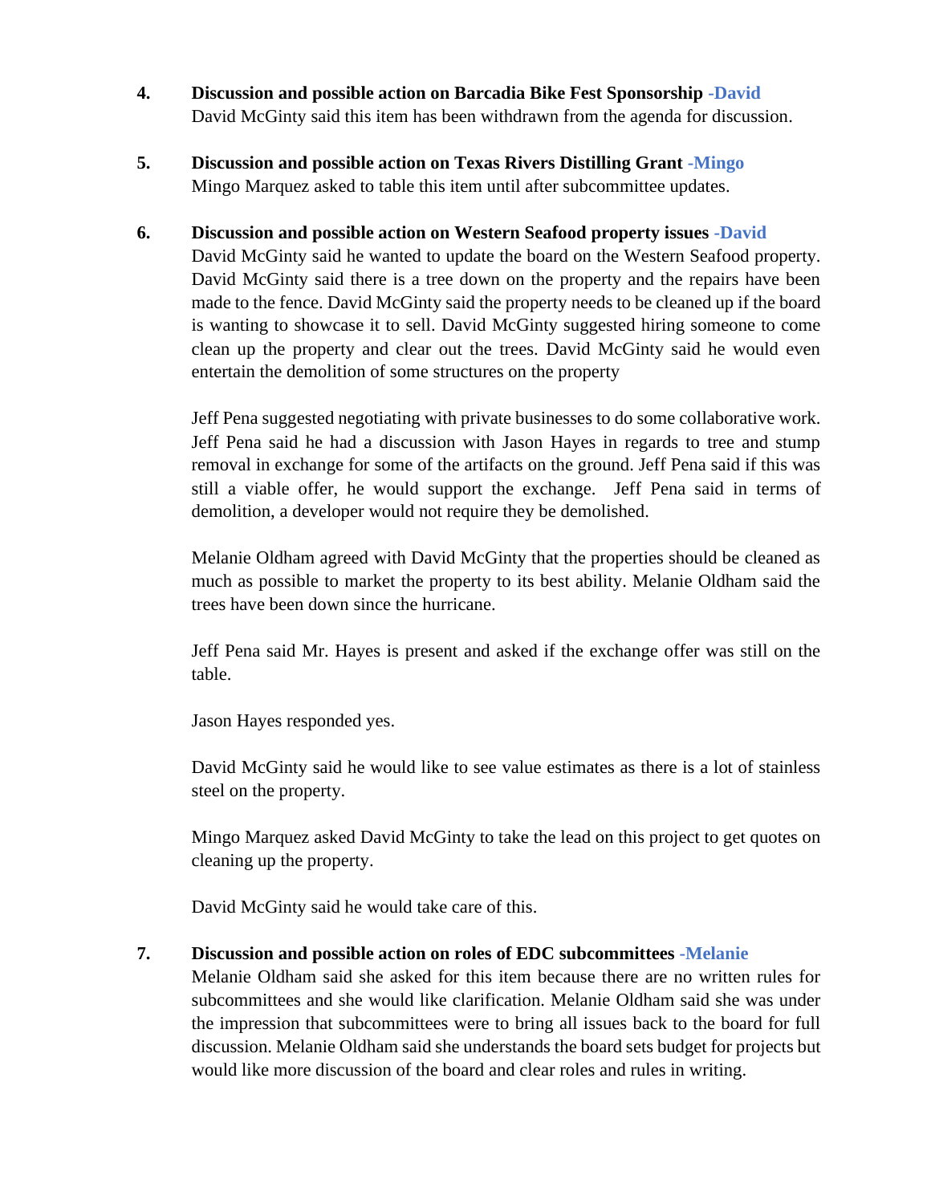4. **Discussion and possible action on Barcadia Bike Fest Sponsorship -David**
   David McGinty said this item has been withdrawn from the agenda for discussion.

5. **Discussion and possible action on Texas Rivers Distilling Grant -Mingo**
   Mingo Marquez asked to table this item until after subcommittee updates.

6. **Discussion and possible action on Western Seafood property issues -David**
   David McGinty said he wanted to update the board on the Western Seafood property. David McGinty said there is a tree down on the property and the repairs have been made to the fence. David McGinty said the property needs to be cleaned up if the board is wanting to showcase it to sell. David McGinty suggested hiring someone to come clean up the property and clear out the trees. David McGinty said he would even entertain the demolition of some structures on the property

   Jeff Pena suggested negotiating with private businesses to do some collaborative work. Jeff Pena said he had a discussion with Jason Hayes in regards to tree and stump removal in exchange for some of the artifacts on the ground. Jeff Pena said if this was still a viable offer, he would support the exchange. Jeff Pena said in terms of demolition, a developer would not require they be demolished.

   Melanie Oldham agreed with David McGinty that the properties should be cleaned as much as possible to market the property to its best ability. Melanie Oldham said the trees have been down since the hurricane.

   Jeff Pena said Mr. Hayes is present and asked if the exchange offer was still on the table.

   Jason Hayes responded yes.

   David McGinty said he would like to see value estimates as there is a lot of stainless steel on the property.

   Mingo Marquez asked David McGinty to take the lead on this project to get quotes on cleaning up the property.

   David McGinty said he would take care of this.

7. **Discussion and possible action on roles of EDC subcommittees -Melanie**
   Melanie Oldham said she asked for this item because there are no written rules for subcommittees and she would like clarification. Melanie Oldham said she was under the impression that subcommittees were to bring all issues back to the board for full discussion. Melanie Oldham said she understands the board sets budget for projects but would like more discussion of the board and clear roles and rules in writing.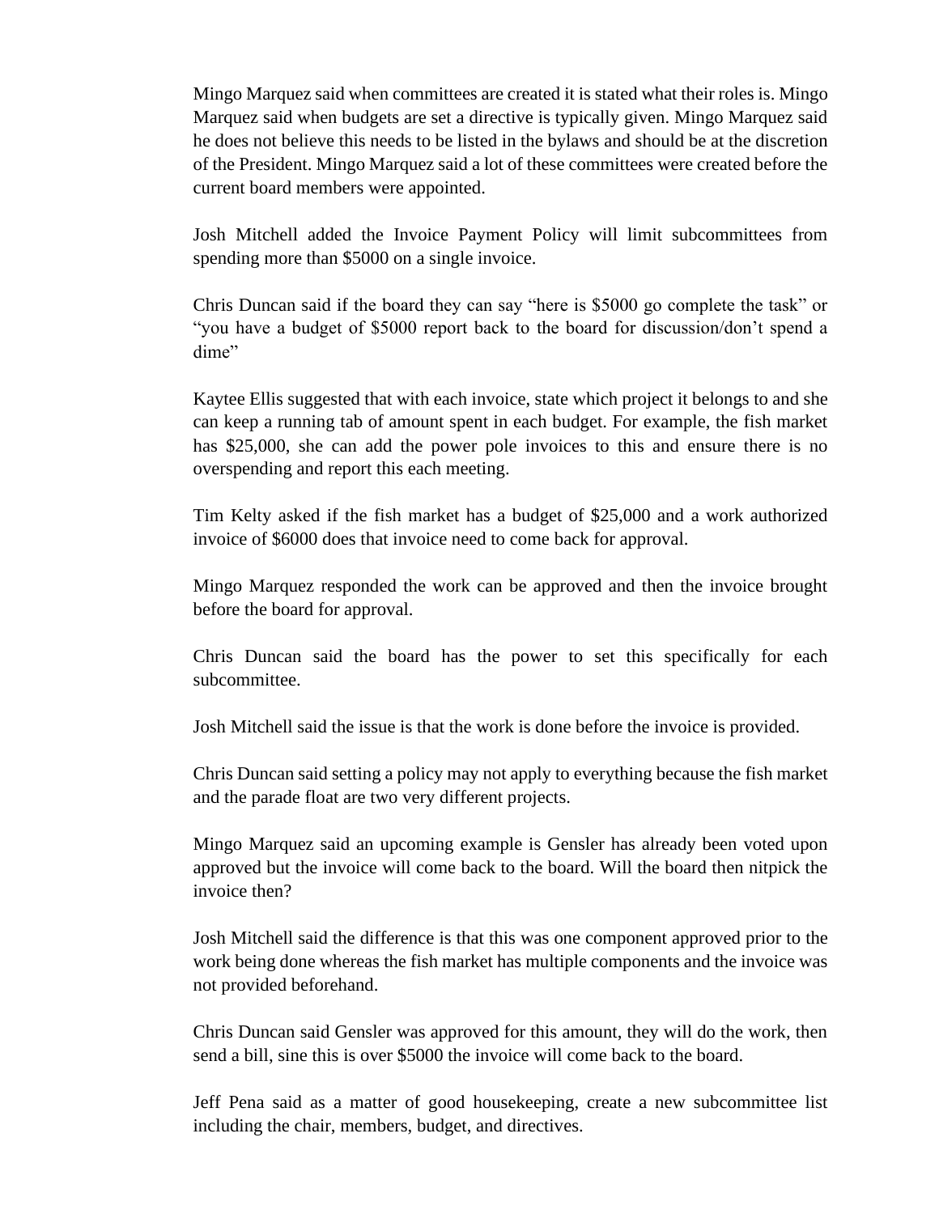Mingo Marquez said when committees are created it is stated what their roles is. Mingo Marquez said when budgets are set a directive is typically given. Mingo Marquez said he does not believe this needs to be listed in the bylaws and should be at the discretion of the President. Mingo Marquez said a lot of these committees were created before the current board members were appointed.

Josh Mitchell added the Invoice Payment Policy will limit subcommittees from spending more than $5000 on a single invoice.

Chris Duncan said if the board they can say "here is $5000 go complete the task" or "you have a budget of $5000 report back to the board for discussion/don't spend a dime"

Kaytee Ellis suggested that with each invoice, state which project it belongs to and she can keep a running tab of amount spent in each budget. For example, the fish market has $25,000, she can add the power pole invoices to this and ensure there is no overspending and report this each meeting.

Tim Kelty asked if the fish market has a budget of $25,000 and a work authorized invoice of $6000 does that invoice need to come back for approval.

Mingo Marquez responded the work can be approved and then the invoice brought before the board for approval.

Chris Duncan said the board has the power to set this specifically for each subcommittee.

Josh Mitchell said the issue is that the work is done before the invoice is provided.

Chris Duncan said setting a policy may not apply to everything because the fish market and the parade float are two very different projects.

Mingo Marquez said an upcoming example is Gensler has already been voted upon approved but the invoice will come back to the board. Will the board then nitpick the invoice then?

Josh Mitchell said the difference is that this was one component approved prior to the work being done whereas the fish market has multiple components and the invoice was not provided beforehand.

Chris Duncan said Gensler was approved for this amount, they will do the work, then send a bill, sine this is over $5000 the invoice will come back to the board.

Jeff Pena said as a matter of good housekeeping, create a new subcommittee list including the chair, members, budget, and directives.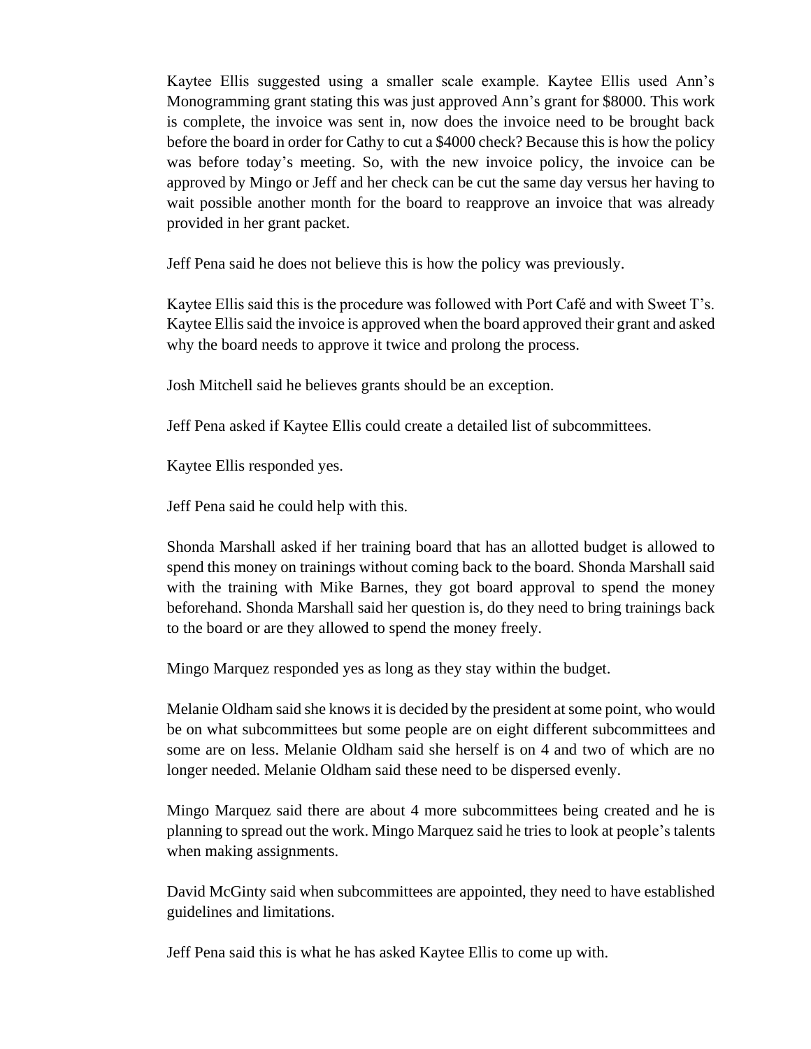Kaytee Ellis suggested using a smaller scale example. Kaytee Ellis used Ann's Monogramming grant stating this was just approved Ann's grant for $8000. This work is complete, the invoice was sent in, now does the invoice need to be brought back before the board in order for Cathy to cut a $4000 check? Because this is how the policy was before today's meeting. So, with the new invoice policy, the invoice can be approved by Mingo or Jeff and her check can be cut the same day versus her having to wait possible another month for the board to reapprove an invoice that was already provided in her grant packet.

Jeff Pena said he does not believe this is how the policy was previously.

Kaytee Ellis said this is the procedure was followed with Port Café and with Sweet T's. Kaytee Ellis said the invoice is approved when the board approved their grant and asked why the board needs to approve it twice and prolong the process.

Josh Mitchell said he believes grants should be an exception.

Jeff Pena asked if Kaytee Ellis could create a detailed list of subcommittees.

Kaytee Ellis responded yes.

Jeff Pena said he could help with this.

Shonda Marshall asked if her training board that has an allotted budget is allowed to spend this money on trainings without coming back to the board. Shonda Marshall said with the training with Mike Barnes, they got board approval to spend the money beforehand. Shonda Marshall said her question is, do they need to bring trainings back to the board or are they allowed to spend the money freely.

Mingo Marquez responded yes as long as they stay within the budget.

Melanie Oldham said she knows it is decided by the president at some point, who would be on what subcommittees but some people are on eight different subcommittees and some are on less. Melanie Oldham said she herself is on 4 and two of which are no longer needed. Melanie Oldham said these need to be dispersed evenly.

Mingo Marquez said there are about 4 more subcommittees being created and he is planning to spread out the work. Mingo Marquez said he tries to look at people's talents when making assignments.

David McGinty said when subcommittees are appointed, they need to have established guidelines and limitations.

Jeff Pena said this is what he has asked Kaytee Ellis to come up with.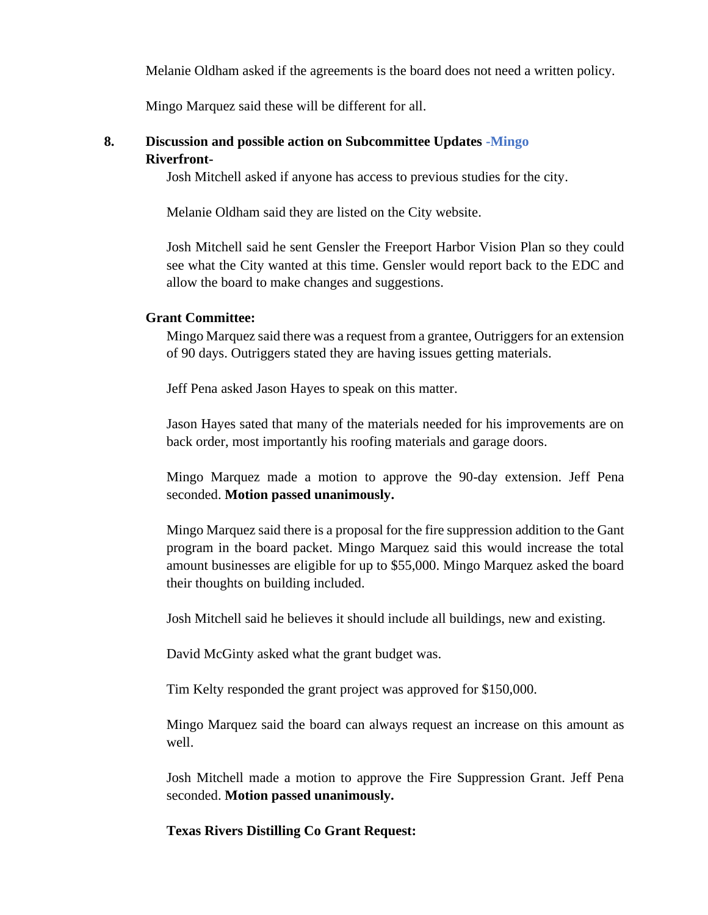Melanie Oldham asked if the agreements is the board does not need a written policy.

Mingo Marquez said these will be different for all.

**8. Discussion and possible action on Subcommittee Updates** -Mingo

**Riverfront-**

Josh Mitchell asked if anyone has access to previous studies for the city.

Melanie Oldham said they are listed on the City website.

Josh Mitchell said he sent Gensler the Freeport Harbor Vision Plan so they could see what the City wanted at this time. Gensler would report back to the EDC and allow the board to make changes and suggestions.

**Grant Committee:**

Mingo Marquez said there was a request from a grantee, Outriggers for an extension of 90 days. Outriggers stated they are having issues getting materials.

Jeff Pena asked Jason Hayes to speak on this matter.

Jason Hayes sated that many of the materials needed for his improvements are on back order, most importantly his roofing materials and garage doors.

Mingo Marquez made a motion to approve the 90-day extension. Jeff Pena seconded. **Motion passed unanimously.**

Mingo Marquez said there is a proposal for the fire suppression addition to the Gant program in the board packet. Mingo Marquez said this would increase the total amount businesses are eligible for up to $55,000. Mingo Marquez asked the board their thoughts on building included.

Josh Mitchell said he believes it should include all buildings, new and existing.

David McGinty asked what the grant budget was.

Tim Kelty responded the grant project was approved for $150,000.

Mingo Marquez said the board can always request an increase on this amount as well.

Josh Mitchell made a motion to approve the Fire Suppression Grant. Jeff Pena seconded. **Motion passed unanimously.**

**Texas Rivers Distilling Co Grant Request:**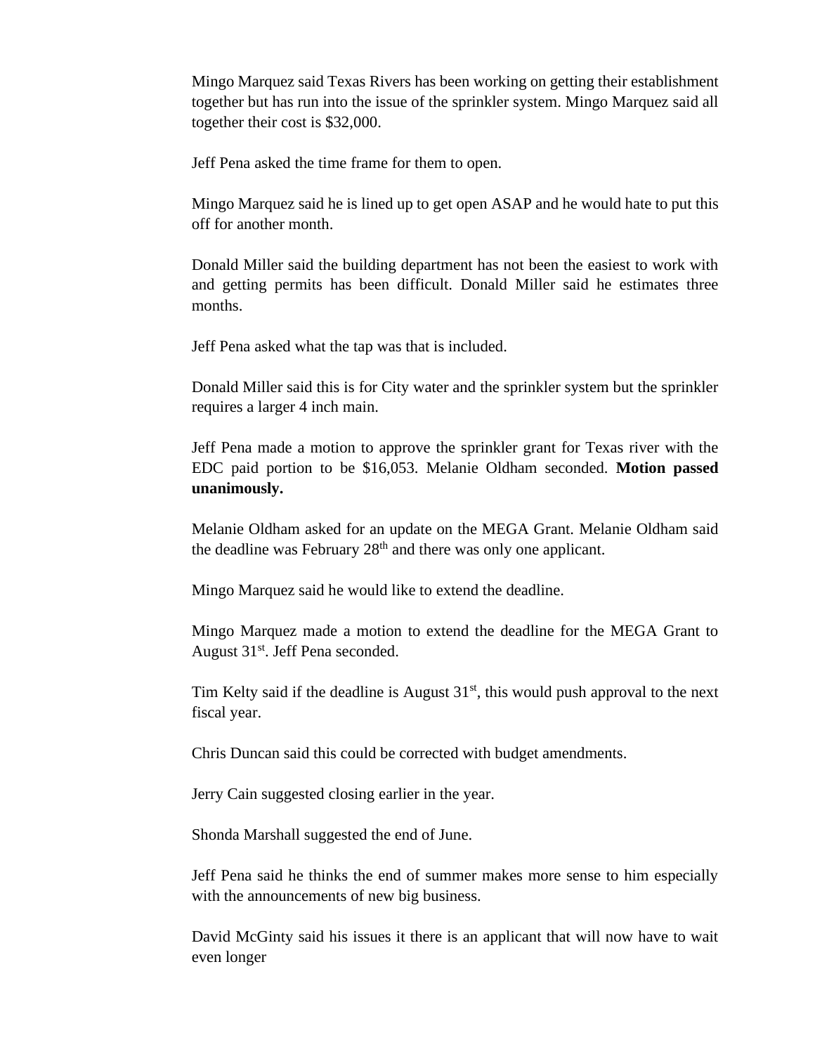Mingo Marquez said Texas Rivers has been working on getting their establishment together but has run into the issue of the sprinkler system. Mingo Marquez said all together their cost is $32,000.

Jeff Pena asked the time frame for them to open.

Mingo Marquez said he is lined up to get open ASAP and he would hate to put this off for another month.

Donald Miller said the building department has not been the easiest to work with and getting permits has been difficult. Donald Miller said he estimates three months.

Jeff Pena asked what the tap was that is included.

Donald Miller said this is for City water and the sprinkler system but the sprinkler requires a larger 4 inch main.

Jeff Pena made a motion to approve the sprinkler grant for Texas river with the EDC paid portion to be $16,053. Melanie Oldham seconded. **Motion passed unanimously.**

Melanie Oldham asked for an update on the MEGA Grant. Melanie Oldham said the deadline was February 28th and there was only one applicant.

Mingo Marquez said he would like to extend the deadline.

Mingo Marquez made a motion to extend the deadline for the MEGA Grant to August 31st. Jeff Pena seconded.

Tim Kelty said if the deadline is August 31st, this would push approval to the next fiscal year.

Chris Duncan said this could be corrected with budget amendments.

Jerry Cain suggested closing earlier in the year.

Shonda Marshall suggested the end of June.

Jeff Pena said he thinks the end of summer makes more sense to him especially with the announcements of new big business.

David McGinty said his issues it there is an applicant that will now have to wait even longer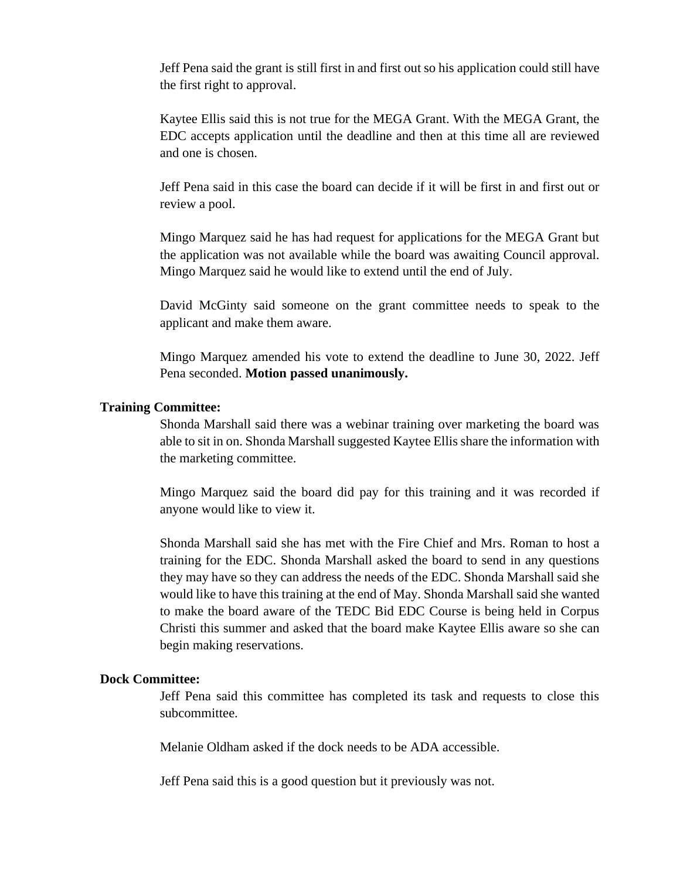Jeff Pena said the grant is still first in and first out so his application could still have the first right to approval.

Kaytee Ellis said this is not true for the MEGA Grant. With the MEGA Grant, the EDC accepts application until the deadline and then at this time all are reviewed and one is chosen.

Jeff Pena said in this case the board can decide if it will be first in and first out or review a pool.

Mingo Marquez said he has had request for applications for the MEGA Grant but the application was not available while the board was awaiting Council approval. Mingo Marquez said he would like to extend until the end of July.

David McGinty said someone on the grant committee needs to speak to the applicant and make them aware.

Mingo Marquez amended his vote to extend the deadline to June 30, 2022. Jeff Pena seconded. **Motion passed unanimously.**

**Training Committee:**

Shonda Marshall said there was a webinar training over marketing the board was able to sit in on. Shonda Marshall suggested Kaytee Ellis share the information with the marketing committee.

Mingo Marquez said the board did pay for this training and it was recorded if anyone would like to view it.

Shonda Marshall said she has met with the Fire Chief and Mrs. Roman to host a training for the EDC. Shonda Marshall asked the board to send in any questions they may have so they can address the needs of the EDC. Shonda Marshall said she would like to have this training at the end of May. Shonda Marshall said she wanted to make the board aware of the TEDC Bid EDC Course is being held in Corpus Christi this summer and asked that the board make Kaytee Ellis aware so she can begin making reservations.

**Dock Committee:**

Jeff Pena said this committee has completed its task and requests to close this subcommittee.

Melanie Oldham asked if the dock needs to be ADA accessible.

Jeff Pena said this is a good question but it previously was not.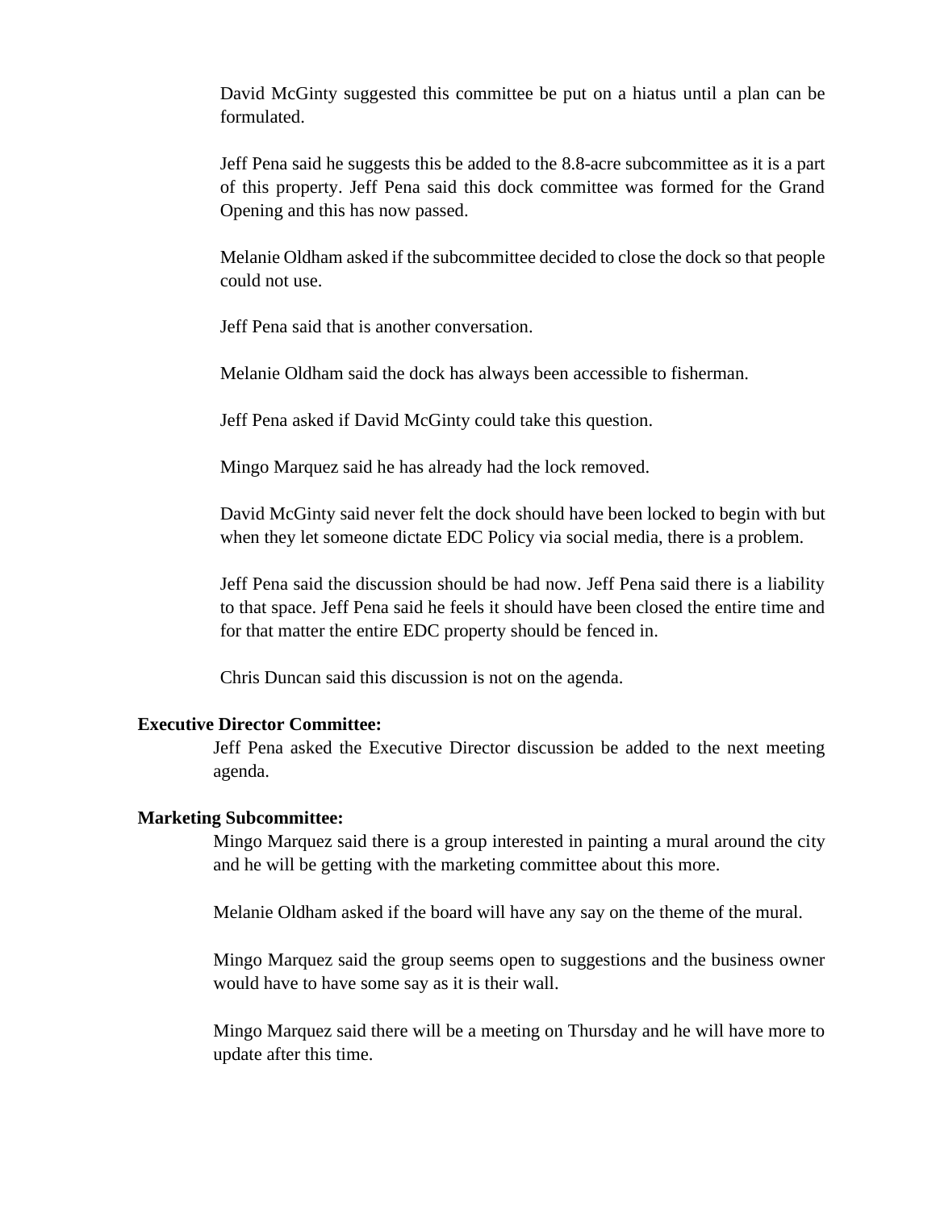David McGinty suggested this committee be put on a hiatus until a plan can be formulated.

Jeff Pena said he suggests this be added to the 8.8-acre subcommittee as it is a part of this property. Jeff Pena said this dock committee was formed for the Grand Opening and this has now passed.

Melanie Oldham asked if the subcommittee decided to close the dock so that people could not use.

Jeff Pena said that is another conversation.

Melanie Oldham said the dock has always been accessible to fisherman.

Jeff Pena asked if David McGinty could take this question.

Mingo Marquez said he has already had the lock removed.

David McGinty said never felt the dock should have been locked to begin with but when they let someone dictate EDC Policy via social media, there is a problem.

Jeff Pena said the discussion should be had now. Jeff Pena said there is a liability to that space. Jeff Pena said he feels it should have been closed the entire time and for that matter the entire EDC property should be fenced in.

Chris Duncan said this discussion is not on the agenda.

**Executive Director Committee:**

Jeff Pena asked the Executive Director discussion be added to the next meeting agenda.

**Marketing Subcommittee:**

Mingo Marquez said there is a group interested in painting a mural around the city and he will be getting with the marketing committee about this more.

Melanie Oldham asked if the board will have any say on the theme of the mural.

Mingo Marquez said the group seems open to suggestions and the business owner would have to have some say as it is their wall.

Mingo Marquez said there will be a meeting on Thursday and he will have more to update after this time.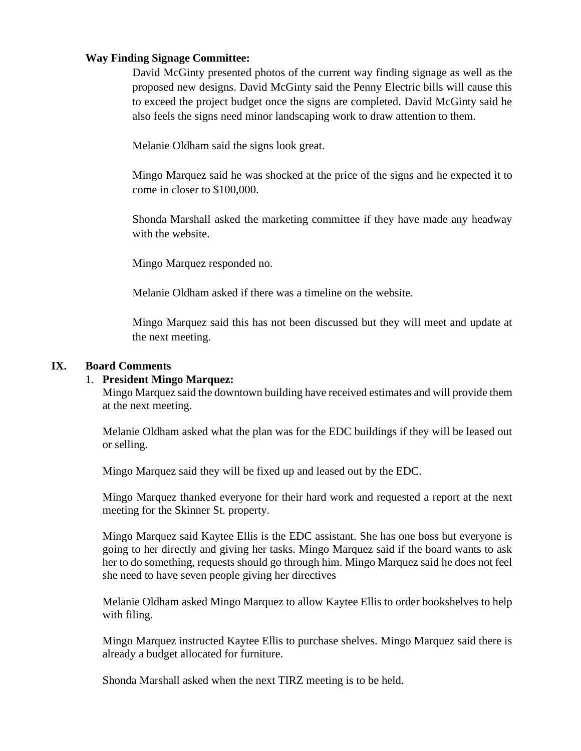**Way Finding Signage Committee:**

David McGinty presented photos of the current way finding signage as well as the proposed new designs. David McGinty said the Penny Electric bills will cause this to exceed the project budget once the signs are completed. David McGinty said he also feels the signs need minor landscaping work to draw attention to them.

Melanie Oldham said the signs look great.

Mingo Marquez said he was shocked at the price of the signs and he expected it to come in closer to $100,000.

Shonda Marshall asked the marketing committee if they have made any headway with the website.

Mingo Marquez responded no.

Melanie Oldham asked if there was a timeline on the website.

Mingo Marquez said this has not been discussed but they will meet and update at the next meeting.

## IX. Board Comments

1. **President Mingo Marquez:**

Mingo Marquez said the downtown building have received estimates and will provide them at the next meeting.

Melanie Oldham asked what the plan was for the EDC buildings if they will be leased out or selling.

Mingo Marquez said they will be fixed up and leased out by the EDC.

Mingo Marquez thanked everyone for their hard work and requested a report at the next meeting for the Skinner St. property.

Mingo Marquez said Kaytee Ellis is the EDC assistant. She has one boss but everyone is going to her directly and giving her tasks. Mingo Marquez said if the board wants to ask her to do something, requests should go through him. Mingo Marquez said he does not feel she need to have seven people giving her directives

Melanie Oldham asked Mingo Marquez to allow Kaytee Ellis to order bookshelves to help with filing.

Mingo Marquez instructed Kaytee Ellis to purchase shelves. Mingo Marquez said there is already a budget allocated for furniture.

Shonda Marshall asked when the next TIRZ meeting is to be held.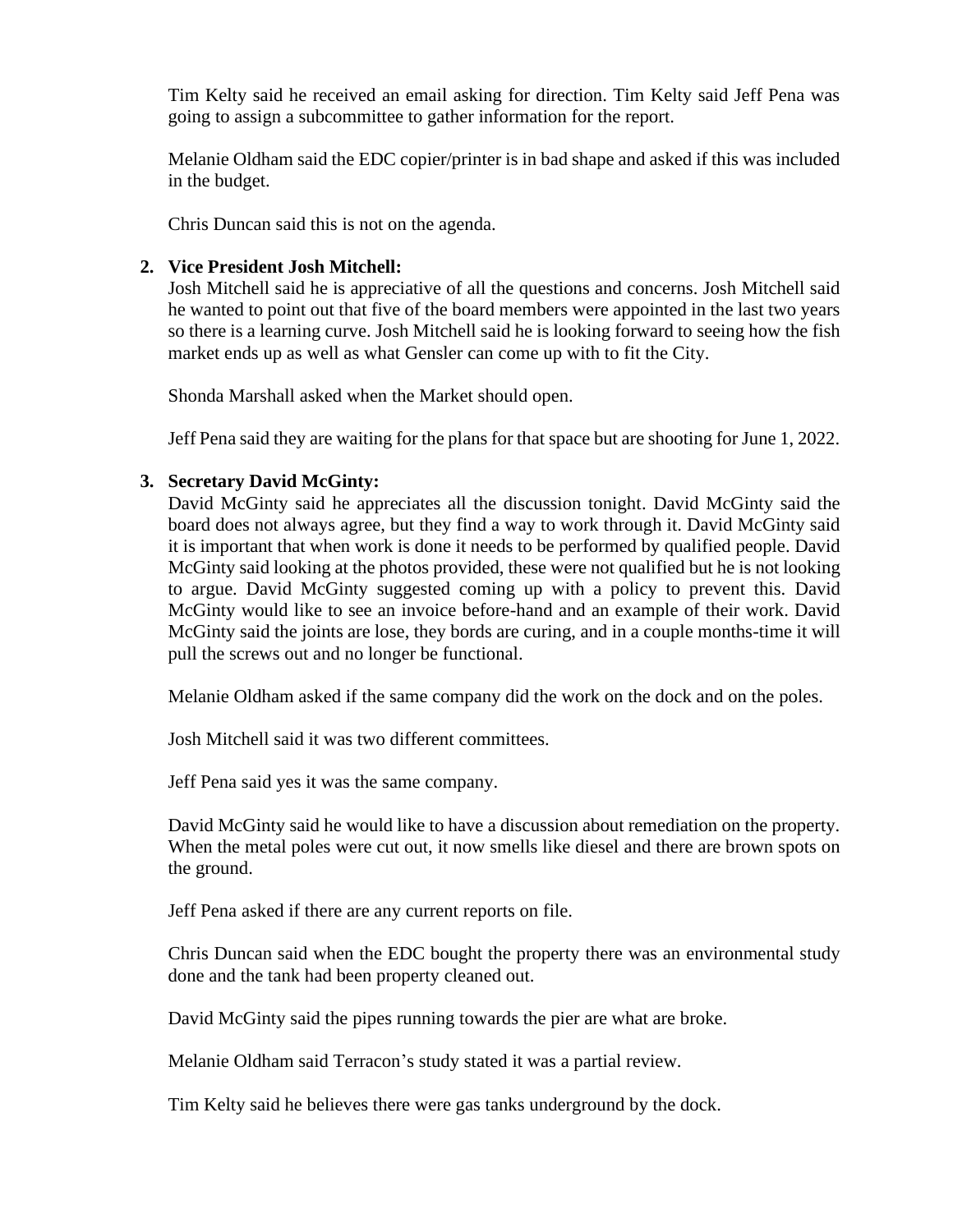Tim Kelty said he received an email asking for direction. Tim Kelty said Jeff Pena was going to assign a subcommittee to gather information for the report.

Melanie Oldham said the EDC copier/printer is in bad shape and asked if this was included in the budget.

Chris Duncan said this is not on the agenda.

2. **Vice President Josh Mitchell:**
Josh Mitchell said he is appreciative of all the questions and concerns. Josh Mitchell said he wanted to point out that five of the board members were appointed in the last two years so there is a learning curve. Josh Mitchell said he is looking forward to seeing how the fish market ends up as well as what Gensler can come up with to fit the City.

   Shonda Marshall asked when the Market should open.

   Jeff Pena said they are waiting for the plans for that space but are shooting for June 1, 2022.

3. **Secretary David McGinty:**
David McGinty said he appreciates all the discussion tonight. David McGinty said the board does not always agree, but they find a way to work through it. David McGinty said it is important that when work is done it needs to be performed by qualified people. David McGinty said looking at the photos provided, these were not qualified but he is not looking to argue. David McGinty suggested coming up with a policy to prevent this. David McGinty would like to see an invoice before-hand and an example of their work. David McGinty said the joints are lose, they bords are curing, and in a couple months-time it will pull the screws out and no longer be functional.

   Melanie Oldham asked if the same company did the work on the dock and on the poles.

   Josh Mitchell said it was two different committees.

   Jeff Pena said yes it was the same company.

   David McGinty said he would like to have a discussion about remediation on the property. When the metal poles were cut out, it now smells like diesel and there are brown spots on the ground.

   Jeff Pena asked if there are any current reports on file.

   Chris Duncan said when the EDC bought the property there was an environmental study done and the tank had been property cleaned out.

   David McGinty said the pipes running towards the pier are what are broke.

   Melanie Oldham said Terracon's study stated it was a partial review.

   Tim Kelty said he believes there were gas tanks underground by the dock.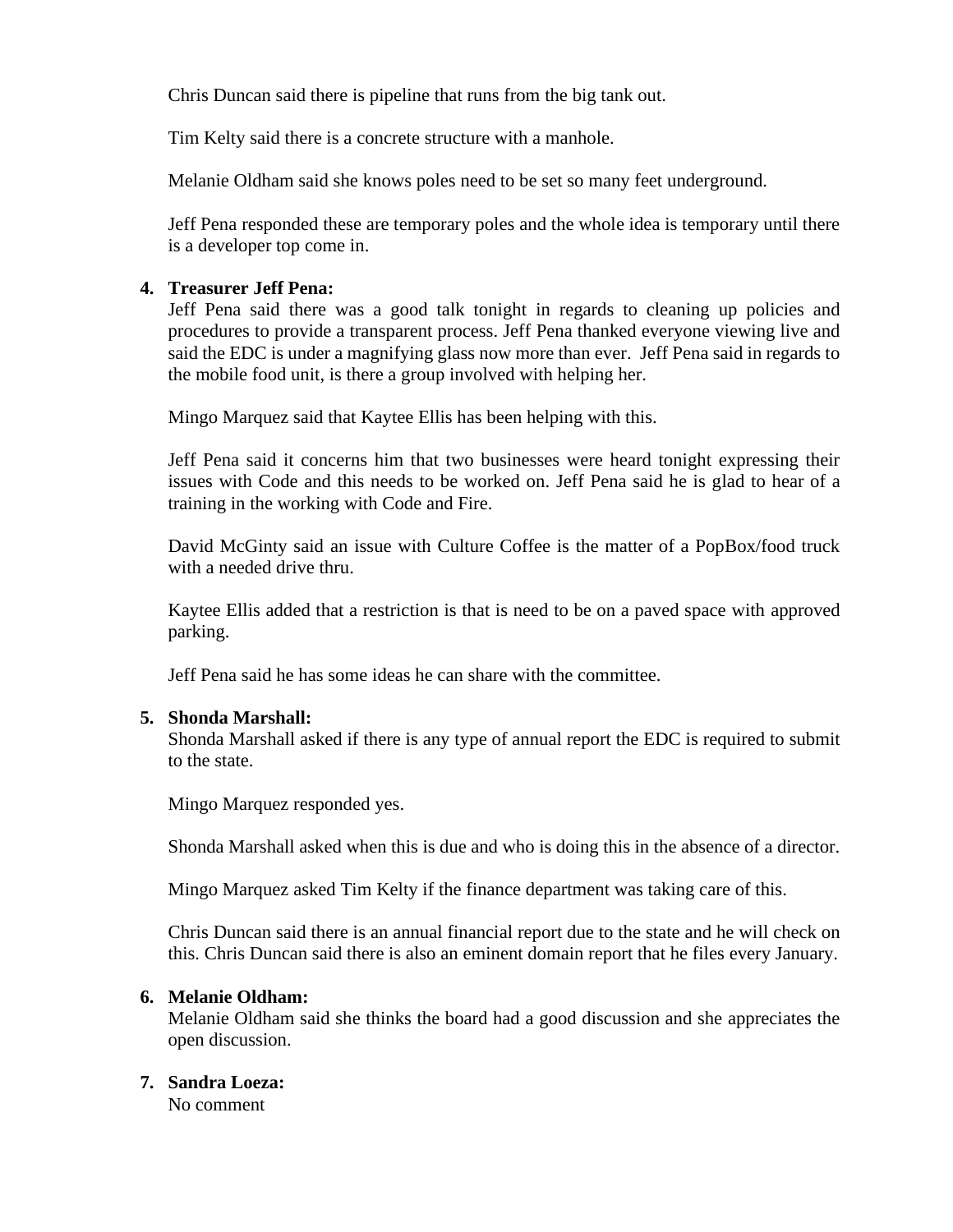Chris Duncan said there is pipeline that runs from the big tank out.

Tim Kelty said there is a concrete structure with a manhole.

Melanie Oldham said she knows poles need to be set so many feet underground.

Jeff Pena responded these are temporary poles and the whole idea is temporary until there is a developer top come in.

4. **Treasurer Jeff Pena:**
   Jeff Pena said there was a good talk tonight in regards to cleaning up policies and procedures to provide a transparent process. Jeff Pena thanked everyone viewing live and said the EDC is under a magnifying glass now more than ever. Jeff Pena said in regards to the mobile food unit, is there a group involved with helping her.

   Mingo Marquez said that Kaytee Ellis has been helping with this.

   Jeff Pena said it concerns him that two businesses were heard tonight expressing their issues with Code and this needs to be worked on. Jeff Pena said he is glad to hear of a training in the working with Code and Fire.

   David McGinty said an issue with Culture Coffee is the matter of a PopBox/food truck with a needed drive thru.

   Kaytee Ellis added that a restriction is that is need to be on a paved space with approved parking.

   Jeff Pena said he has some ideas he can share with the committee.

5. **Shonda Marshall:**
   Shonda Marshall asked if there is any type of annual report the EDC is required to submit to the state.

   Mingo Marquez responded yes.

   Shonda Marshall asked when this is due and who is doing this in the absence of a director.

   Mingo Marquez asked Tim Kelty if the finance department was taking care of this.

   Chris Duncan said there is an annual financial report due to the state and he will check on this. Chris Duncan said there is also an eminent domain report that he files every January.

6. **Melanie Oldham:**
   Melanie Oldham said she thinks the board had a good discussion and she appreciates the open discussion.

7. **Sandra Loeza:**
   No comment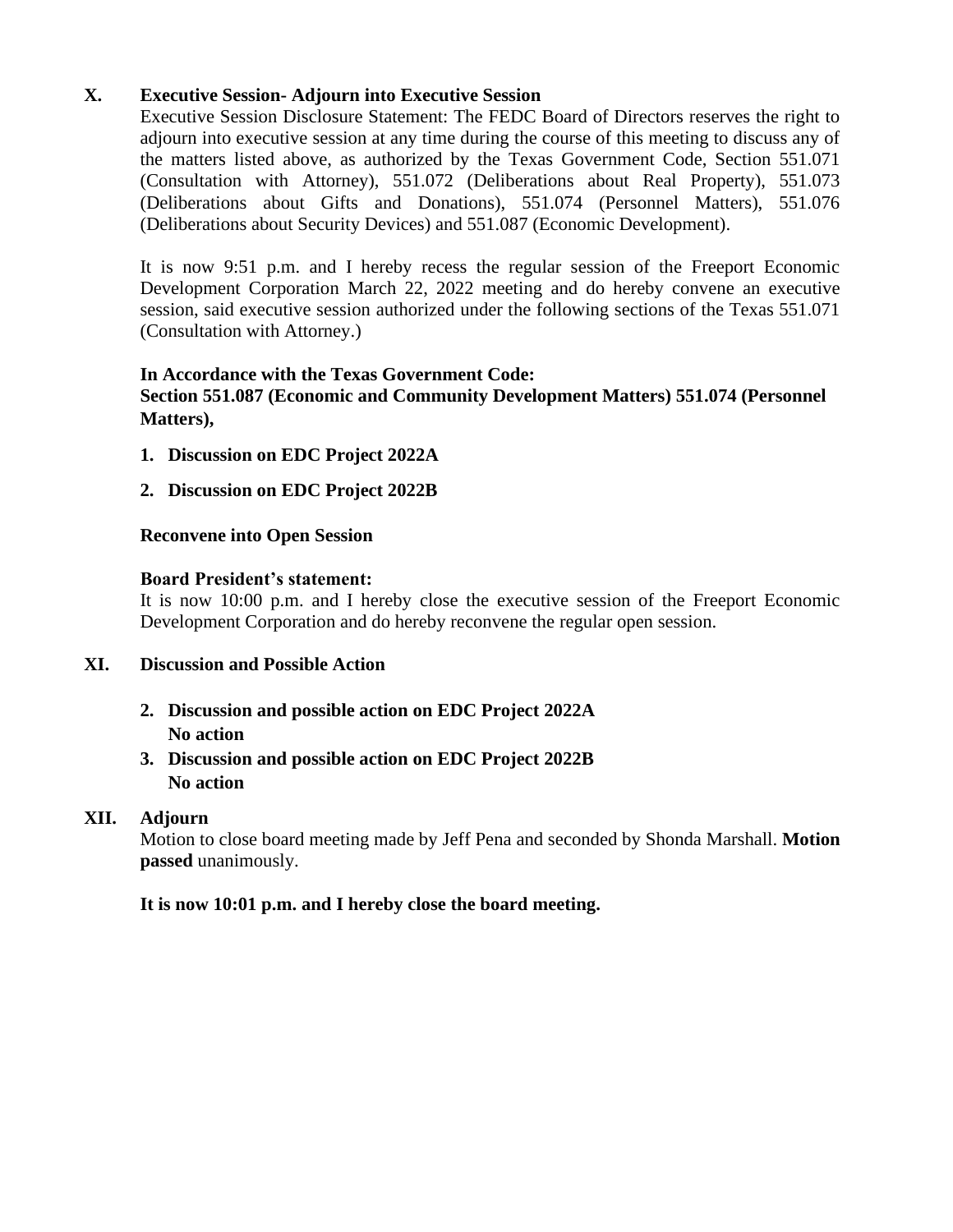## X. Executive Session- Adjourn into Executive Session

Executive Session Disclosure Statement: The FEDC Board of Directors reserves the right to adjourn into executive session at any time during the course of this meeting to discuss any of the matters listed above, as authorized by the Texas Government Code, Section 551.071 (Consultation with Attorney), 551.072 (Deliberations about Real Property), 551.073 (Deliberations about Gifts and Donations), 551.074 (Personnel Matters), 551.076 (Deliberations about Security Devices) and 551.087 (Economic Development).

It is now 9:51 p.m. and I hereby recess the regular session of the Freeport Economic Development Corporation March 22, 2022 meeting and do hereby convene an executive session, said executive session authorized under the following sections of the Texas 551.071 (Consultation with Attorney.)

**In Accordance with the Texas Government Code:**
**Section 551.087 (Economic and Community Development Matters) 551.074 (Personnel Matters),**

1. **Discussion on EDC Project 2022A**
2. **Discussion on EDC Project 2022B**

**Reconvene into Open Session**

**Board President's statement:**
It is now 10:00 p.m. and I hereby close the executive session of the Freeport Economic Development Corporation and do hereby reconvene the regular open session.

## XI. Discussion and Possible Action

2. **Discussion and possible action on EDC Project 2022A**
   **No action**
3. **Discussion and possible action on EDC Project 2022B**
   **No action**

## XII. Adjourn

Motion to close board meeting made by Jeff Pena and seconded by Shonda Marshall. **Motion passed** unanimously.

**It is now 10:01 p.m. and I hereby close the board meeting.**